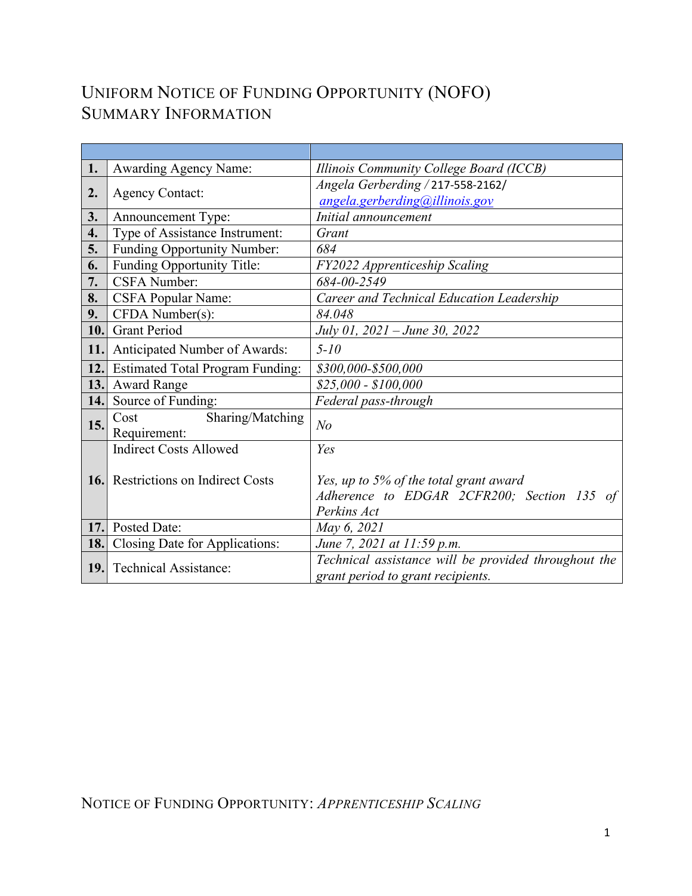# UNIFORM NOTICE OF FUNDING OPPORTUNITY (NOFO) SUMMARY INFORMATION

| | | |
|---|---|---|
| **1.** | Awarding Agency Name: | *Illinois Community College Board (ICCB)* |
| **2.** | Agency Contact: | *Angela Gerberding* / 217-558-2162/ *angela.gerberding@illinois.gov* |
| **3.** | Announcement Type: | *Initial announcement* |
| **4.** | Type of Assistance Instrument: | *Grant* |
| **5.** | Funding Opportunity Number: | *684* |
| **6.** | Funding Opportunity Title: | *FY2022 Apprenticeship Scaling* |
| **7.** | CSFA Number: | *684-00-2549* |
| **8.** | CSFA Popular Name: | *Career and Technical Education Leadership* |
| **9.** | CFDA Number(s): | *84.048* |
| **10.** | Grant Period | *July 01, 2021 – June 30, 2022* |
| **11.** | Anticipated Number of Awards: | *5-10* |
| **12.** | Estimated Total Program Funding: | *$300,000-$500,000* |
| **13.** | Award Range | *$25,000 - $100,000* |
| **14.** | Source of Funding: | *Federal pass-through* |
| **15.** | Cost Sharing/Matching Requirement: | *No* |
| **16.** | Indicrect Costs Allowed<br><br>Restrictions on Indirect Costs | *Yes*<br><br>*Yes, up to 5% of the total grant award Adherence to EDGAR 2CFR200; Section 135 of Perkins Act* |
| **17.** | Posted Date: | *May 6, 2021* |
| **18.** | Closing Date for Applications: | *June 7, 2021 at 11:59 p.m.* |
| **19.** | Technical Assistance: | *Technical assistance will be provided throughout the grant period to grant recipients.* |

NOTICE OF FUNDING OPPORTUNITY: *APPRENTICESHIP SCALING*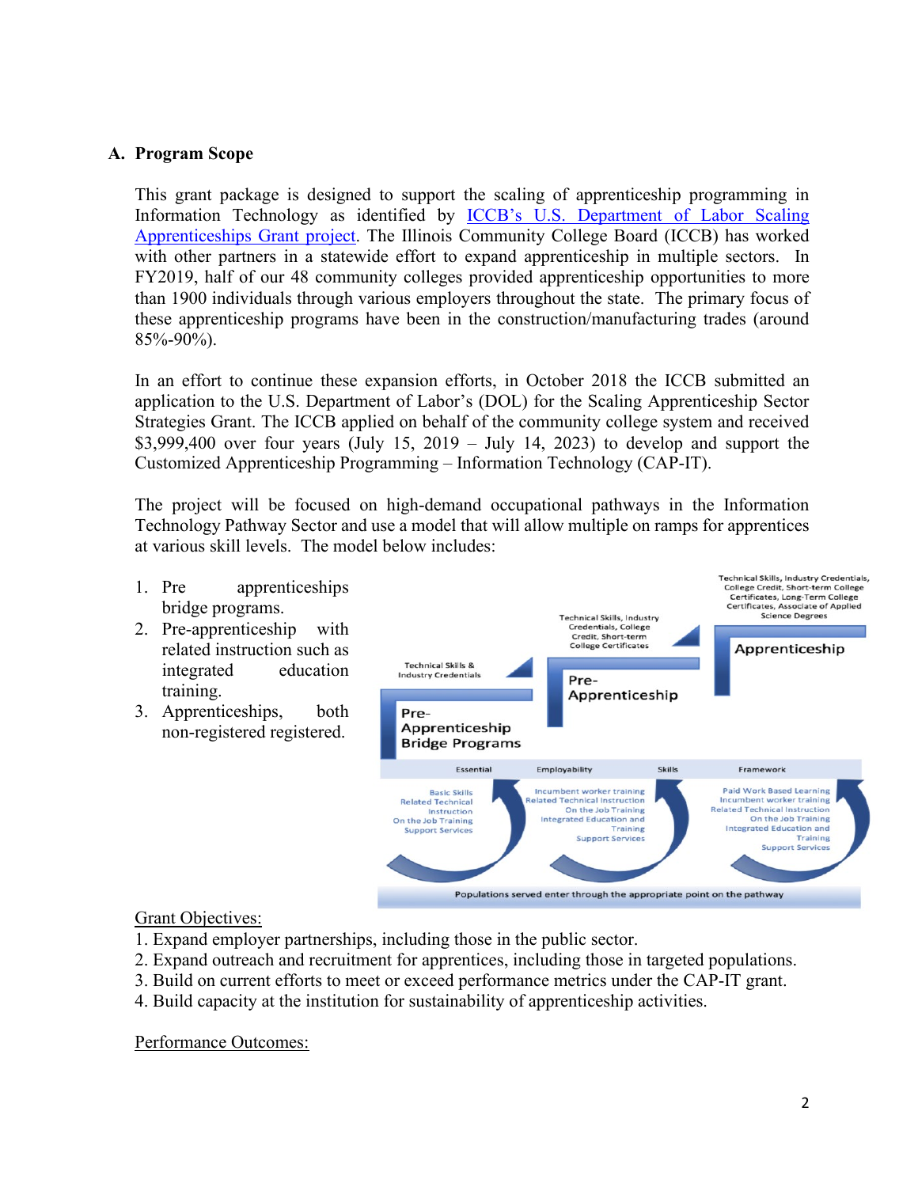## A. Program Scope

This grant package is designed to support the scaling of apprenticeship programming in Information Technology as identified by ICCB's U.S. Department of Labor Scaling Apprenticeships Grant project. The Illinois Community College Board (ICCB) has worked with other partners in a statewide effort to expand apprenticeship in multiple sectors. In FY2019, half of our 48 community colleges provided apprenticeship opportunities to more than 1900 individuals through various employers throughout the state. The primary focus of these apprenticeship programs have been in the construction/manufacturing trades (around 85%-90%).

In an effort to continue these expansion efforts, in October 2018 the ICCB submitted an application to the U.S. Department of Labor's (DOL) for the Scaling Apprenticeship Sector Strategies Grant. The ICCB applied on behalf of the community college system and received $3,999,400 over four years (July 15, 2019 – July 14, 2023) to develop and support the Customized Apprenticeship Programming – Information Technology (CAP-IT).

The project will be focused on high-demand occupational pathways in the Information Technology Pathway Sector and use a model that will allow multiple on ramps for apprentices at various skill levels. The model below includes:

1. Pre apprenticeships bridge programs.
2. Pre-apprenticeship with related instruction such as integrated education training.
3. Apprenticeships, both non-registered registered.

Pre-Apprenticeship Bridge Programs — Technical Skills & Industry Credentials

Pre-Apprenticeship — Technical Skills, Industry Credentials, College Credit, Short-term College Certificates

Apprenticeship — Technical Skills, Industry Credentials, College Credit, Short-term College Certificates, Long-Term College Certificates, Associate of Applied Science Degrees

Essential | Employability | Skills | Framework

Basic Skills, Related Technical Instruction, On the Job Training, Support Services

Incumbent worker training, Related Technical Instruction, On the Job Training, Integrated Education and Training, Support Services

Paid Work Based Learning, Incumbent worker training, Related Technical Instruction, On the Job Training, Integrated Education and Training, Support Services

Populations served enter through the appropriate point on the pathway

Grant Objectives:

1. Expand employer partnerships, including those in the public sector.
2. Expand outreach and recruitment for apprentices, including those in targeted populations.
3. Build on current efforts to meet or exceed performance metrics under the CAP-IT grant.
4. Build capacity at the institution for sustainability of apprenticeship activities.

Performance Outcomes: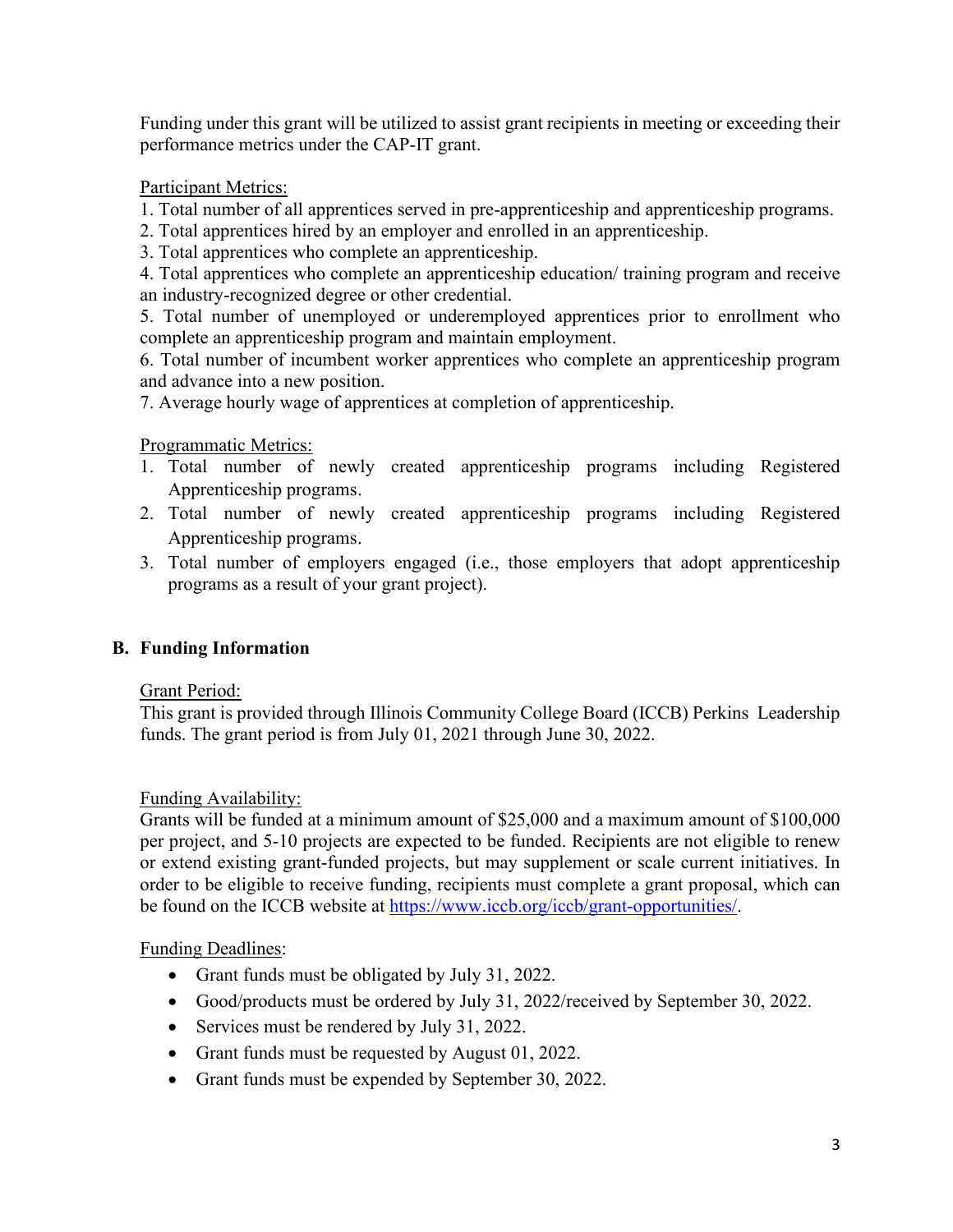Funding under this grant will be utilized to assist grant recipients in meeting or exceeding their performance metrics under the CAP-IT grant.

Participant Metrics:

1. Total number of all apprentices served in pre-apprenticeship and apprenticeship programs.
2. Total apprentices hired by an employer and enrolled in an apprenticeship.
3. Total apprentices who complete an apprenticeship.
4. Total apprentices who complete an apprenticeship education/ training program and receive an industry-recognized degree or other credential.
5. Total number of unemployed or underemployed apprentices prior to enrollment who complete an apprenticeship program and maintain employment.
6. Total number of incumbent worker apprentices who complete an apprenticeship program and advance into a new position.
7. Average hourly wage of apprentices at completion of apprenticeship.

Programmatic Metrics:

1. Total number of newly created apprenticeship programs including Registered Apprenticeship programs.
2. Total number of newly created apprenticeship programs including Registered Apprenticeship programs.
3. Total number of employers engaged (i.e., those employers that adopt apprenticeship programs as a result of your grant project).

## B. Funding Information

Grant Period:

This grant is provided through Illinois Community College Board (ICCB) Perkins Leadership funds. The grant period is from July 01, 2021 through June 30, 2022.

Funding Availability:

Grants will be funded at a minimum amount of $25,000 and a maximum amount of $100,000 per project, and 5-10 projects are expected to be funded. Recipients are not eligible to renew or extend existing grant-funded projects, but may supplement or scale current initiatives. In order to be eligible to receive funding, recipients must complete a grant proposal, which can be found on the ICCB website at [https://www.iccb.org/iccb/grant-opportunities/](https://www.iccb.org/iccb/grant-opportunities/).

Funding Deadlines:

- Grant funds must be obligated by July 31, 2022.
- Good/products must be ordered by July 31, 2022/received by September 30, 2022.
- Services must be rendered by July 31, 2022.
- Grant funds must be requested by August 01, 2022.
- Grant funds must be expended by September 30, 2022.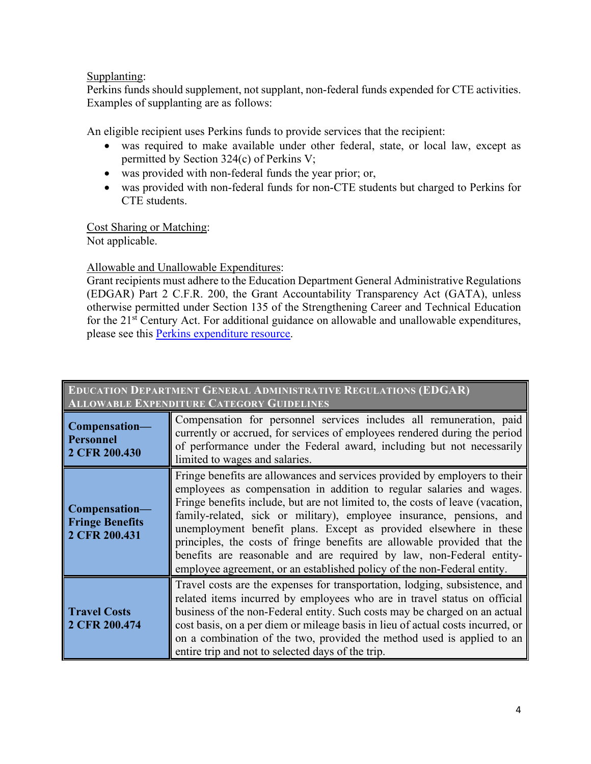<u>Supplanting</u>:
Perkins funds should supplement, not supplant, non-federal funds expended for CTE activities. Examples of supplanting are as follows:

An eligible recipient uses Perkins funds to provide services that the recipient:

- was required to make available under other federal, state, or local law, except as permitted by Section 324(c) of Perkins V;
- was provided with non-federal funds the year prior; or,
- was provided with non-federal funds for non-CTE students but charged to Perkins for CTE students.

<u>Cost Sharing or Matching</u>:
Not applicable.

<u>Allowable and Unallowable Expenditures</u>:
Grant recipients must adhere to the Education Department General Administrative Regulations (EDGAR) Part 2 C.F.R. 200, the Grant Accountability Transparency Act (GATA), unless otherwise permitted under Section 135 of the Strengthening Career and Technical Education for the 21st Century Act. For additional guidance on allowable and unallowable expenditures, please see this [Perkins expenditure resource](Perkins expenditure resource).

| **Education Department General Administrative Regulations (EDGAR) Allowable Expenditure Category Guidelines** | |
|---|---|
| **Compensation—Personnel 2 CFR 200.430** | Compensation for personnel services includes all remuneration, paid currently or accrued, for services of employees rendered during the period of performance under the Federal award, including but not necessarily limited to wages and salaries. |
| **Compensation—Fringe Benefits 2 CFR 200.431** | Fringe benefits are allowances and services provided by employers to their employees as compensation in addition to regular salaries and wages. Fringe benefits include, but are not limited to, the costs of leave (vacation, family-related, sick or military), employee insurance, pensions, and unemployment benefit plans. Except as provided elsewhere in these principles, the costs of fringe benefits are allowable provided that the benefits are reasonable and are required by law, non-Federal entity-employee agreement, or an established policy of the non-Federal entity. |
| **Travel Costs 2 CFR 200.474** | Travel costs are the expenses for transportation, lodging, subsistence, and related items incurred by employees who are in travel status on official business of the non-Federal entity. Such costs may be charged on an actual cost basis, on a per diem or mileage basis in lieu of actual costs incurred, or on a combination of the two, provided the method used is applied to an entire trip and not to selected days of the trip. |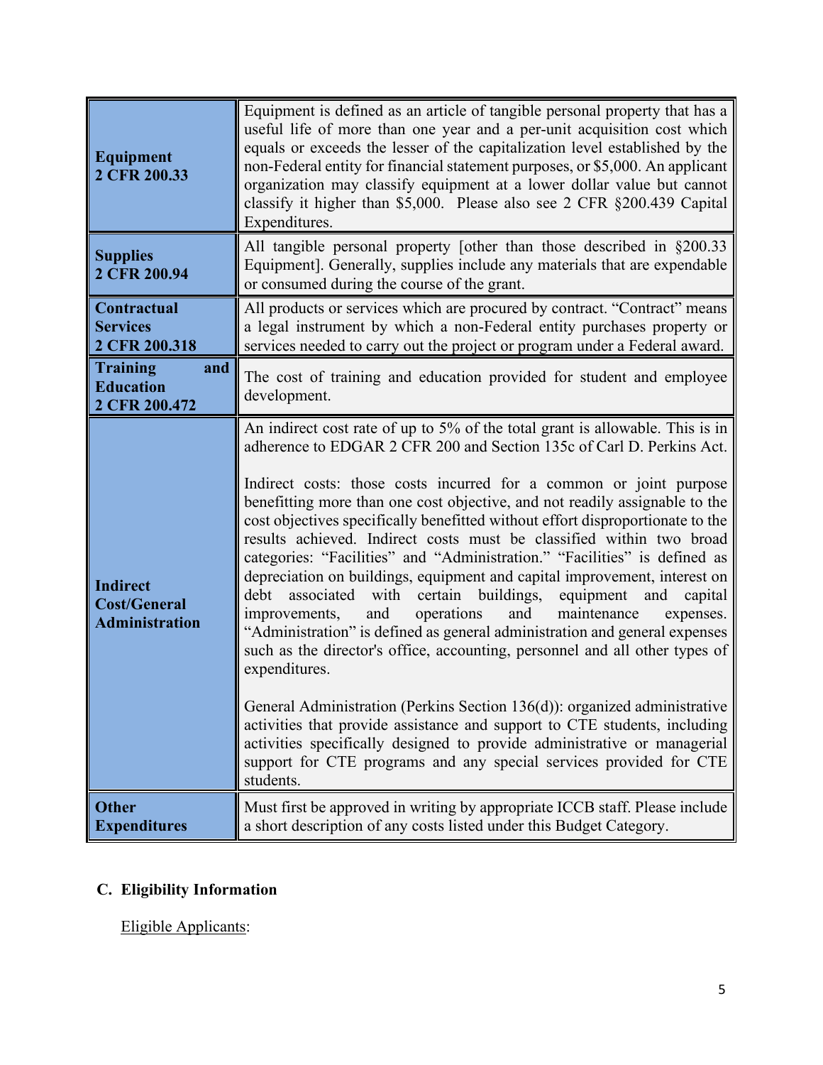| | |
|---|---|
| **Equipment 2 CFR 200.33** | Equipment is defined as an article of tangible personal property that has a useful life of more than one year and a per-unit acquisition cost which equals or exceeds the lesser of the capitalization level established by the non-Federal entity for financial statement purposes, or $5,000. An applicant organization may classify equipment at a lower dollar value but cannot classify it higher than $5,000. Please also see 2 CFR §200.439 Capital Expenditures. |
| **Supplies 2 CFR 200.94** | All tangible personal property [other than those described in §200.33 Equipment]. Generally, supplies include any materials that are expendable or consumed during the course of the grant. |
| **Contractual Services 2 CFR 200.318** | All products or services which are procured by contract. "Contract" means a legal instrument by which a non-Federal entity purchases property or services needed to carry out the project or program under a Federal award. |
| **Training and Education 2 CFR 200.472** | The cost of training and education provided for student and employee development. |
| **Indirect Cost/General Administration** | An indirect cost rate of up to 5% of the total grant is allowable. This is in adherence to EDGAR 2 CFR 200 and Section 135c of Carl D. Perkins Act.<br><br>Indirect costs: those costs incurred for a common or joint purpose benefitting more than one cost objective, and not readily assignable to the cost objectives specifically benefitted without effort disproportionate to the results achieved. Indirect costs must be classified within two broad categories: "Facilities" and "Administration." "Facilities" is defined as depreciation on buildings, equipment and capital improvement, interest on debt associated with certain buildings, equipment and capital improvements, and operations and maintenance expenses. "Administration" is defined as general administration and general expenses such as the director's office, accounting, personnel and all other types of expenditures.<br><br>General Administration (Perkins Section 136(d)): organized administrative activities that provide assistance and support to CTE students, including activities specifically designed to provide administrative or managerial support for CTE programs and any special services provided for CTE students. |
| **Other Expenditures** | Must first be approved in writing by appropriate ICCB staff. Please include a short description of any costs listed under this Budget Category. |

## C. Eligibility Information

Eligible Applicants: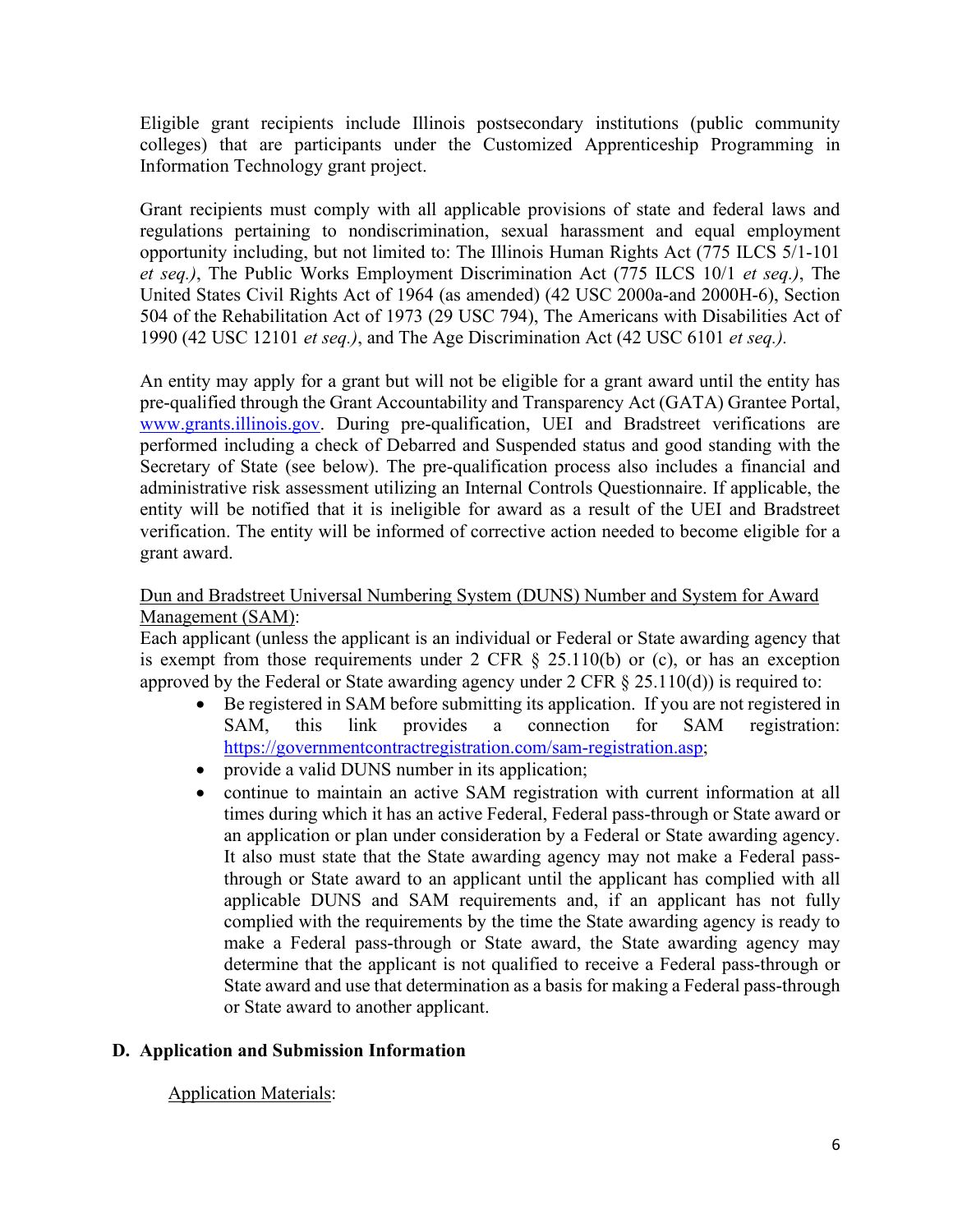Eligible grant recipients include Illinois postsecondary institutions (public community colleges) that are participants under the Customized Apprenticeship Programming in Information Technology grant project.

Grant recipients must comply with all applicable provisions of state and federal laws and regulations pertaining to nondiscrimination, sexual harassment and equal employment opportunity including, but not limited to: The Illinois Human Rights Act (775 ILCS 5/1-101 *et seq.)*, The Public Works Employment Discrimination Act (775 ILCS 10/1 *et seq.)*, The United States Civil Rights Act of 1964 (as amended) (42 USC 2000a-and 2000H-6), Section 504 of the Rehabilitation Act of 1973 (29 USC 794), The Americans with Disabilities Act of 1990 (42 USC 12101 *et seq.)*, and The Age Discrimination Act (42 USC 6101 *et seq.).*

An entity may apply for a grant but will not be eligible for a grant award until the entity has pre-qualified through the Grant Accountability and Transparency Act (GATA) Grantee Portal, [www.grants.illinois.gov](www.grants.illinois.gov). During pre-qualification, UEI and Bradstreet verifications are performed including a check of Debarred and Suspended status and good standing with the Secretary of State (see below). The pre-qualification process also includes a financial and administrative risk assessment utilizing an Internal Controls Questionnaire. If applicable, the entity will be notified that it is ineligible for award as a result of the UEI and Bradstreet verification. The entity will be informed of corrective action needed to become eligible for a grant award.

<u>Dun and Bradstreet Universal Numbering System (DUNS) Number and System for Award Management (SAM)</u>:

Each applicant (unless the applicant is an individual or Federal or State awarding agency that is exempt from those requirements under 2 CFR § 25.110(b) or (c), or has an exception approved by the Federal or State awarding agency under 2 CFR § 25.110(d)) is required to:

- Be registered in SAM before submitting its application. If you are not registered in SAM, this link provides a connection for SAM registration: [https://governmentcontractregistration.com/sam-registration.asp](https://governmentcontractregistration.com/sam-registration.asp);
- provide a valid DUNS number in its application;
- continue to maintain an active SAM registration with current information at all times during which it has an active Federal, Federal pass-through or State award or an application or plan under consideration by a Federal or State awarding agency. It also must state that the State awarding agency may not make a Federal pass-through or State award to an applicant until the applicant has complied with all applicable DUNS and SAM requirements and, if an applicant has not fully complied with the requirements by the time the State awarding agency is ready to make a Federal pass-through or State award, the State awarding agency may determine that the applicant is not qualified to receive a Federal pass-through or State award and use that determination as a basis for making a Federal pass-through or State award to another applicant.

## D. Application and Submission Information

<u>Application Materials</u>: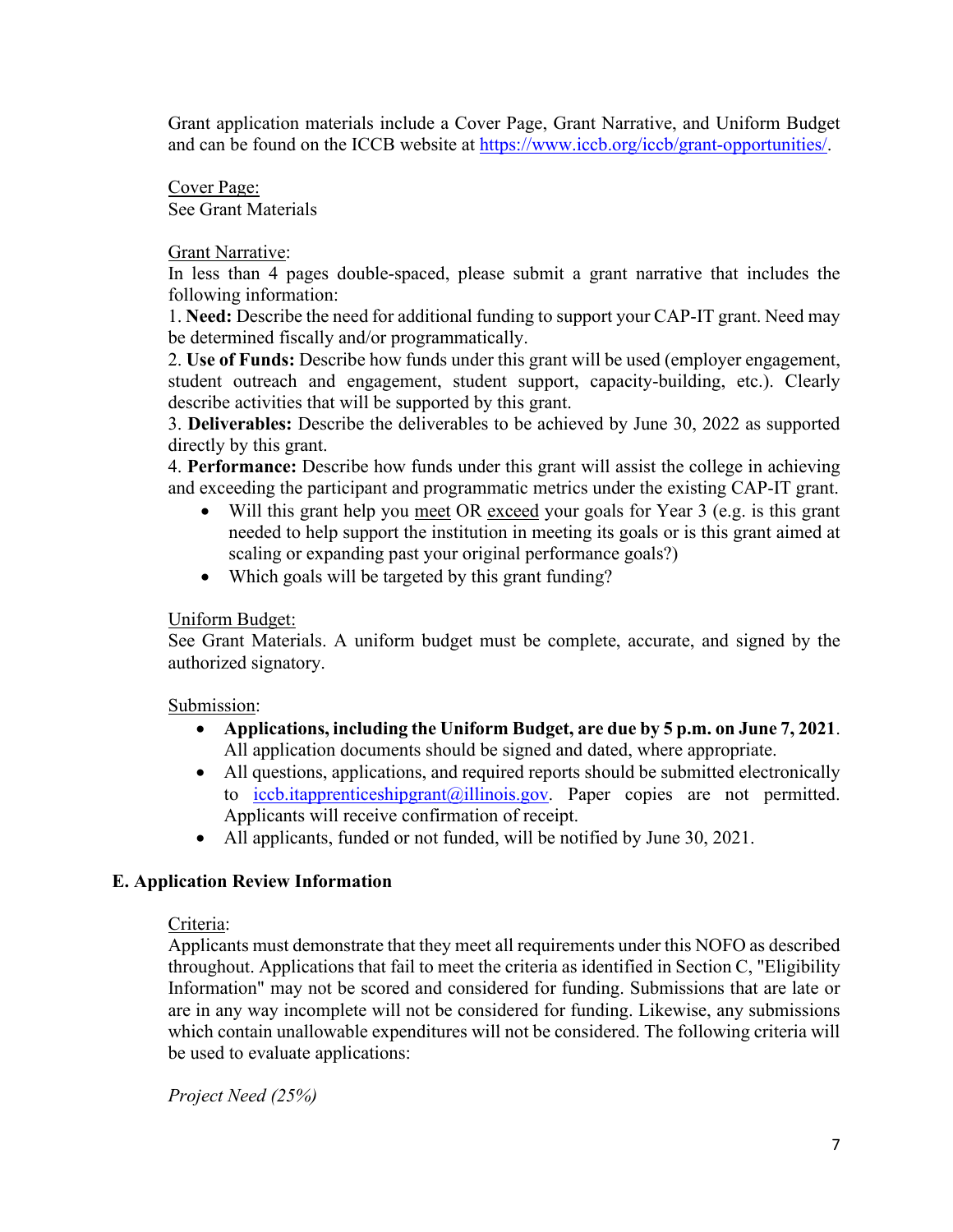Grant application materials include a Cover Page, Grant Narrative, and Uniform Budget and can be found on the ICCB website at [https://www.iccb.org/iccb/grant-opportunities/](https://www.iccb.org/iccb/grant-opportunities/).

<u>Cover Page:</u>
See Grant Materials

<u>Grant Narrative</u>:
In less than 4 pages double-spaced, please submit a grant narrative that includes the following information:

1. **Need:** Describe the need for additional funding to support your CAP-IT grant. Need may be determined fiscally and/or programmatically.
2. **Use of Funds:** Describe how funds under this grant will be used (employer engagement, student outreach and engagement, student support, capacity-building, etc.). Clearly describe activities that will be supported by this grant.
3. **Deliverables:** Describe the deliverables to be achieved by June 30, 2022 as supported directly by this grant.
4. **Performance:** Describe how funds under this grant will assist the college in achieving and exceeding the participant and programmatic metrics under the existing CAP-IT grant.
    - Will this grant help you <u>meet</u> OR <u>exceed</u> your goals for Year 3 (e.g. is this grant needed to help support the institution in meeting its goals or is this grant aimed at scaling or expanding past your original performance goals?)
    - Which goals will be targeted by this grant funding?

<u>Uniform Budget:</u>
See Grant Materials. A uniform budget must be complete, accurate, and signed by the authorized signatory.

<u>Submission</u>:

- **Applications, including the Uniform Budget, are due by 5 p.m. on June 7, 2021**. All application documents should be signed and dated, where appropriate.
- All questions, applications, and required reports should be submitted electronically to [iccb.itapprenticeshipgrant@illinois.gov](mailto:iccb.itapprenticeshipgrant@illinois.gov). Paper copies are not permitted. Applicants will receive confirmation of receipt.
- All applicants, funded or not funded, will be notified by June 30, 2021.

## E. Application Review Information

<u>Criteria</u>:
Applicants must demonstrate that they meet all requirements under this NOFO as described throughout. Applications that fail to meet the criteria as identified in Section C, "Eligibility Information" may not be scored and considered for funding. Submissions that are late or are in any way incomplete will not be considered for funding. Likewise, any submissions which contain unallowable expenditures will not be considered. The following criteria will be used to evaluate applications:

*Project Need (25%)*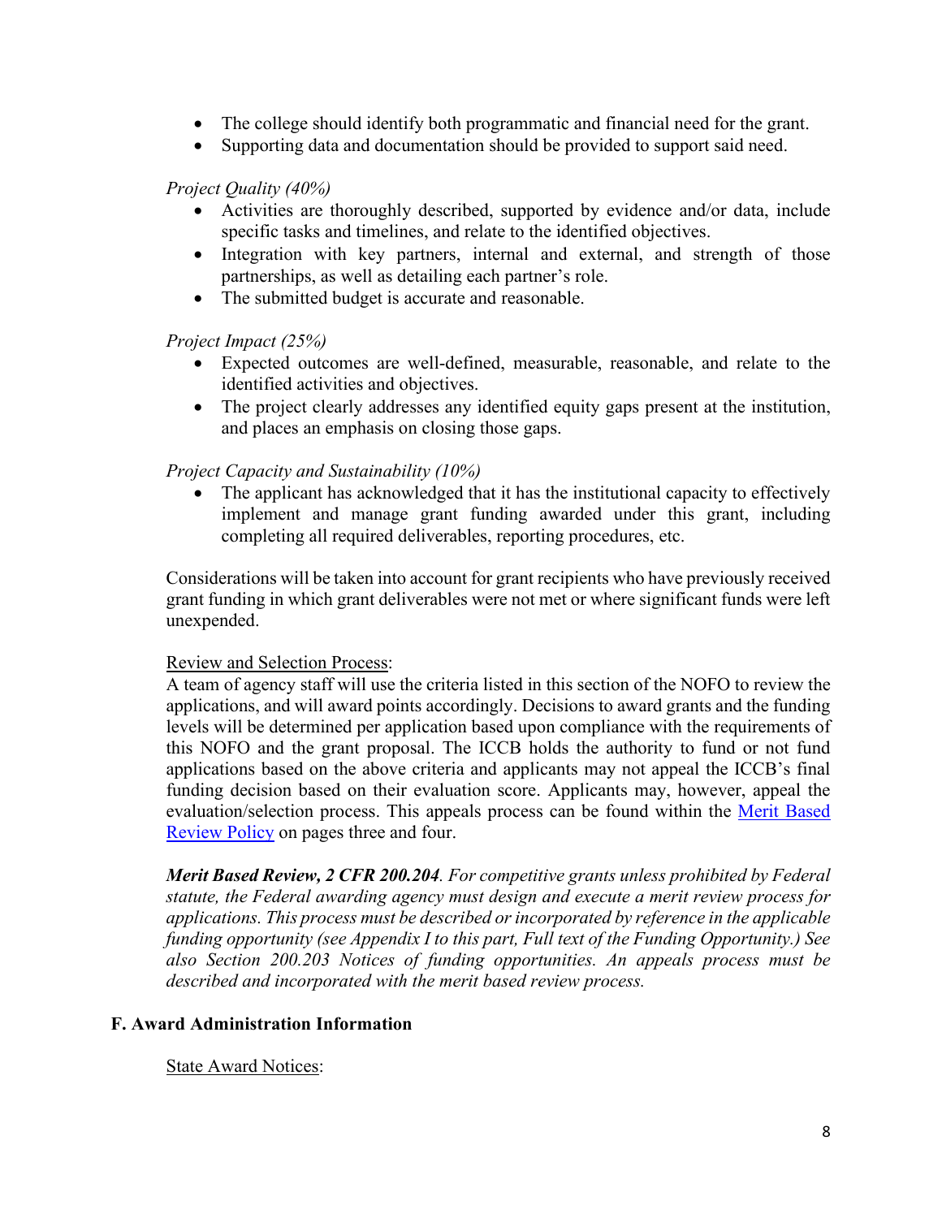- The college should identify both programmatic and financial need for the grant.
- Supporting data and documentation should be provided to support said need.

*Project Quality (40%)*

- Activities are thoroughly described, supported by evidence and/or data, include specific tasks and timelines, and relate to the identified objectives.
- Integration with key partners, internal and external, and strength of those partnerships, as well as detailing each partner's role.
- The submitted budget is accurate and reasonable.

*Project Impact (25%)*

- Expected outcomes are well-defined, measurable, reasonable, and relate to the identified activities and objectives.
- The project clearly addresses any identified equity gaps present at the institution, and places an emphasis on closing those gaps.

*Project Capacity and Sustainability (10%)*

- The applicant has acknowledged that it has the institutional capacity to effectively implement and manage grant funding awarded under this grant, including completing all required deliverables, reporting procedures, etc.

Considerations will be taken into account for grant recipients who have previously received grant funding in which grant deliverables were not met or where significant funds were left unexpended.

Review and Selection Process:

A team of agency staff will use the criteria listed in this section of the NOFO to review the applications, and will award points accordingly. Decisions to award grants and the funding levels will be determined per application based upon compliance with the requirements of this NOFO and the grant proposal. The ICCB holds the authority to fund or not fund applications based on the above criteria and applicants may not appeal the ICCB's final funding decision based on their evaluation score. Applicants may, however, appeal the evaluation/selection process. This appeals process can be found within the Merit Based Review Policy on pages three and four.

***Merit Based Review, 2 CFR 200.204****. For competitive grants unless prohibited by Federal statute, the Federal awarding agency must design and execute a merit review process for applications. This process must be described or incorporated by reference in the applicable funding opportunity (see Appendix I to this part, Full text of the Funding Opportunity.) See also Section 200.203 Notices of funding opportunities. An appeals process must be described and incorporated with the merit based review process.*

## F. Award Administration Information

State Award Notices: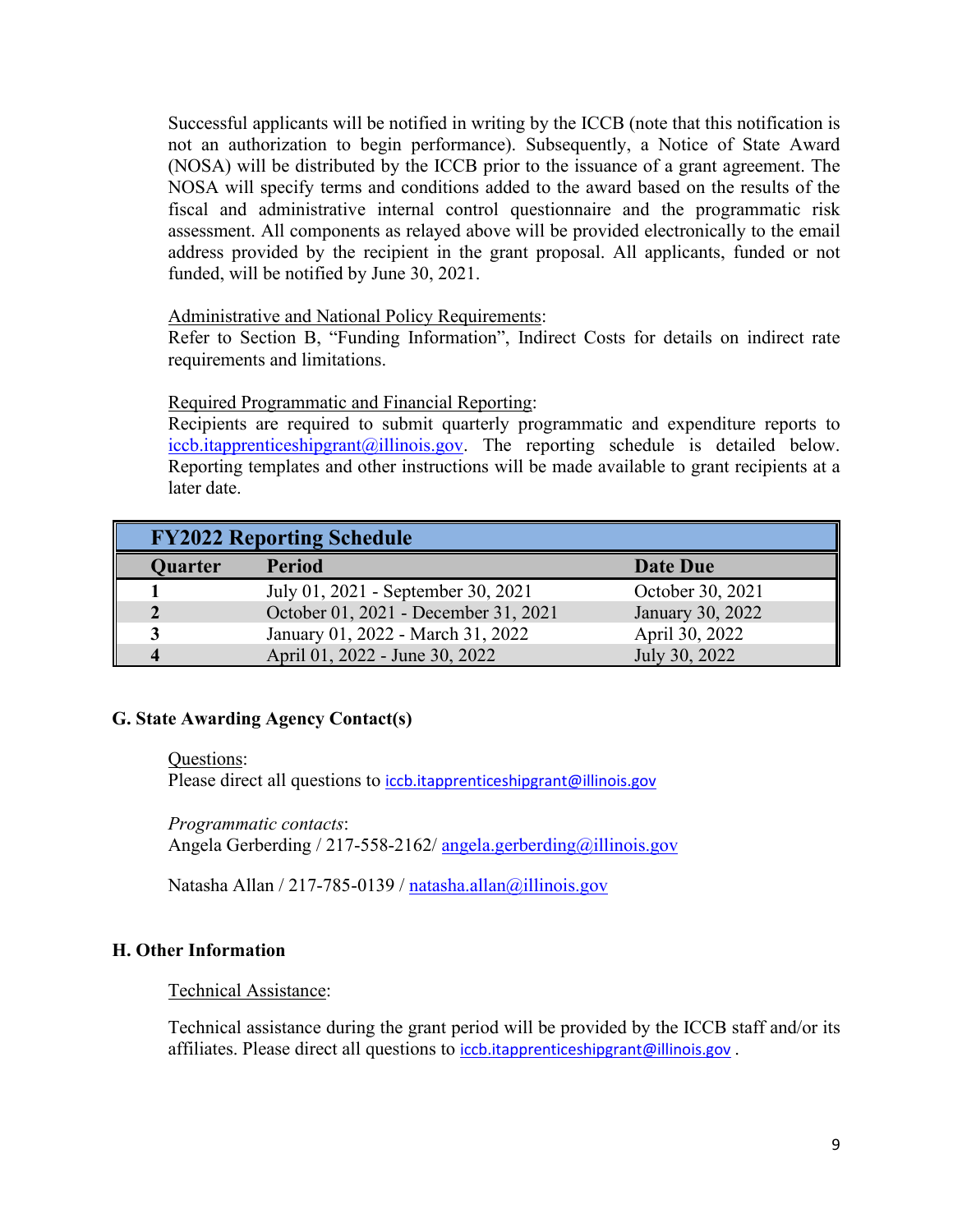Successful applicants will be notified in writing by the ICCB (note that this notification is not an authorization to begin performance). Subsequently, a Notice of State Award (NOSA) will be distributed by the ICCB prior to the issuance of a grant agreement. The NOSA will specify terms and conditions added to the award based on the results of the fiscal and administrative internal control questionnaire and the programmatic risk assessment. All components as relayed above will be provided electronically to the email address provided by the recipient in the grant proposal. All applicants, funded or not funded, will be notified by June 30, 2021.

Administrative and National Policy Requirements:
Refer to Section B, "Funding Information", Indirect Costs for details on indirect rate requirements and limitations.

Required Programmatic and Financial Reporting:
Recipients are required to submit quarterly programmatic and expenditure reports to iccb.itapprenticeshipgrant@illinois.gov. The reporting schedule is detailed below. Reporting templates and other instructions will be made available to grant recipients at a later date.

| FY2022 Reporting Schedule | | |
|---|---|---|
| **Quarter** | **Period** | **Date Due** |
| 1 | July 01, 2021 - September 30, 2021 | October 30, 2021 |
| 2 | October 01, 2021 - December 31, 2021 | January 30, 2022 |
| 3 | January 01, 2022 - March 31, 2022 | April 30, 2022 |
| 4 | April 01, 2022 - June 30, 2022 | July 30, 2022 |

## G. State Awarding Agency Contact(s)

Questions:
Please direct all questions to iccb.itapprenticeshipgrant@illinois.gov

*Programmatic contacts*:
Angela Gerberding / 217-558-2162/ angela.gerberding@illinois.gov

Natasha Allan / 217-785-0139 / natasha.allan@illinois.gov

## H. Other Information

Technical Assistance:

Technical assistance during the grant period will be provided by the ICCB staff and/or its affiliates. Please direct all questions to iccb.itapprenticeshipgrant@illinois.gov .